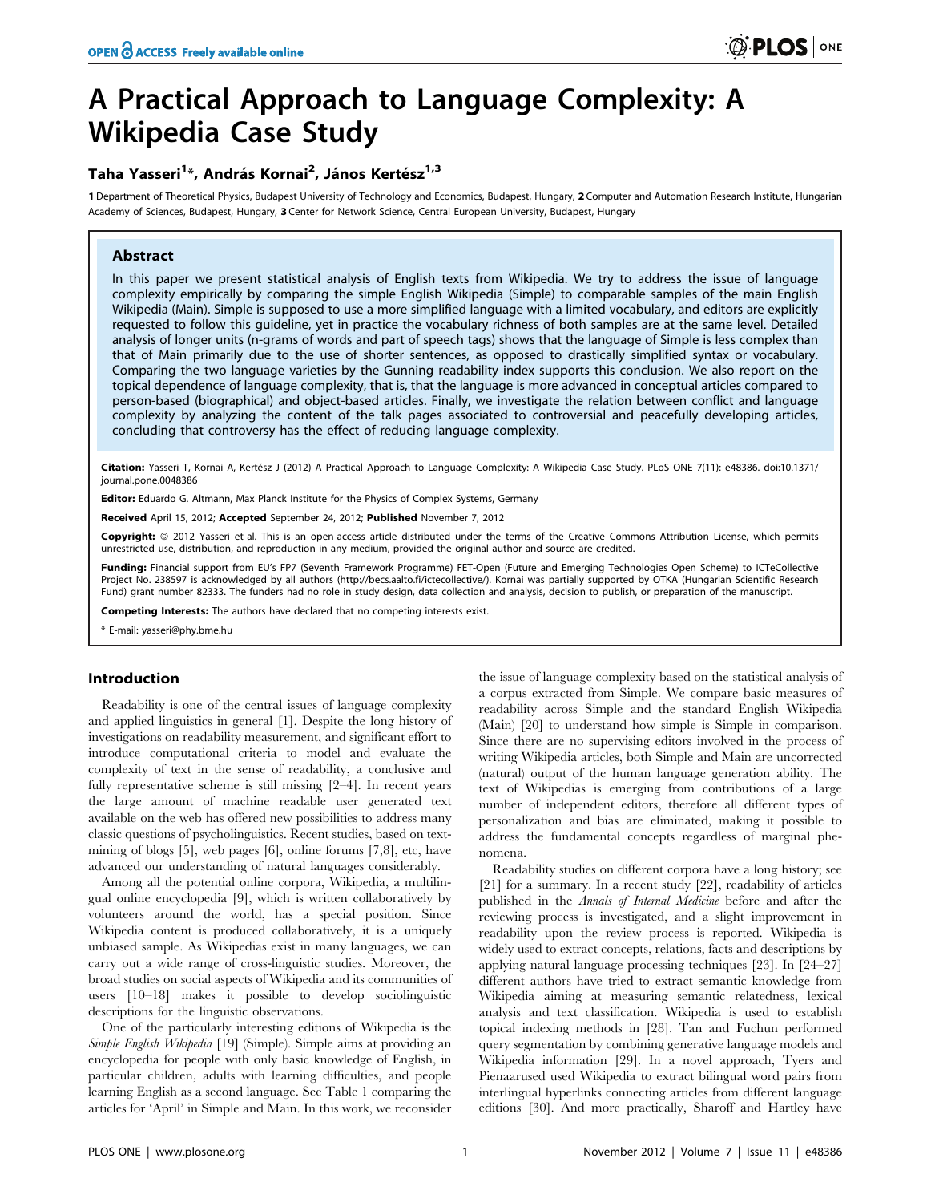# A Practical Approach to Language Complexity: A Wikipedia Case Study

**Taha Yasseri[1]\*, András Kornai[2], János Kertész[1,3]**

**1** Department of Theoretical Physics, Budapest University of Technology and Economics, Budapest, Hungary, **2** Computer and Automation Research Institute, Hungarian Academy of Sciences, Budapest, Hungary, **3** Center for Network Science, Central European University, Budapest, Hungary

## Abstract

In this paper we present statistical analysis of English texts from Wikipedia. We try to address the issue of language complexity empirically by comparing the simple English Wikipedia (Simple) to comparable samples of the main English Wikipedia (Main). Simple is supposed to use a more simplified language with a limited vocabulary, and editors are explicitly requested to follow this guideline, yet in practice the vocabulary richness of both samples are at the same level. Detailed analysis of longer units (n-grams of words and part of speech tags) shows that the language of Simple is less complex than that of Main primarily due to the use of shorter sentences, as opposed to drastically simplified syntax or vocabulary. Comparing the two language varieties by the Gunning readability index supports this conclusion. We also report on the topical dependence of language complexity, that is, that the language is more advanced in conceptual articles compared to person-based (biographical) and object-based articles. Finally, we investigate the relation between conflict and language complexity by analyzing the content of the talk pages associated to controversial and peacefully developing articles, concluding that controversy has the effect of reducing language complexity.

**Citation:** Yasseri T, Kornai A, Kertész J (2012) A Practical Approach to Language Complexity: A Wikipedia Case Study. PLoS ONE 7(11): e48386. doi:10.1371/journal.pone.0048386

**Editor:** Eduardo G. Altmann, Max Planck Institute for the Physics of Complex Systems, Germany

**Received** April 15, 2012; **Accepted** September 24, 2012; **Published** November 7, 2012

**Copyright:** © 2012 Yasseri et al. This is an open-access article distributed under the terms of the Creative Commons Attribution License, which permits unrestricted use, distribution, and reproduction in any medium, provided the original author and source are credited.

**Funding:** Financial support from EU's FP7 (Seventh Framework Programme) FET-Open (Future and Emerging Technologies Open Scheme) to ICTeCollective Project No. 238597 is acknowledged by all authors (http://becs.aalto.fi/ictecollective/). Kornai was partially supported by OTKA (Hungarian Scientific Research Fund) grant number 82333. The funders had no role in study design, data collection and analysis, decision to publish, or preparation of the manuscript.

**Competing Interests:** The authors have declared that no competing interests exist.

\* E-mail: yasseri@phy.bme.hu

## Introduction

Readability is one of the central issues of language complexity and applied linguistics in general [1]. Despite the long history of investigations on readability measurement, and significant effort to introduce computational criteria to model and evaluate the complexity of text in the sense of readability, a conclusive and fully representative scheme is still missing [2–4]. In recent years the large amount of machine readable user generated text available on the web has offered new possibilities to address many classic questions of psycholinguistics. Recent studies, based on text-mining of blogs [5], web pages [6], online forums [7,8], etc, have advanced our understanding of natural languages considerably.

Among all the potential online corpora, Wikipedia, a multilingual online encyclopedia [9], which is written collaboratively by volunteers around the world, has a special position. Since Wikipedia content is produced collaboratively, it is a uniquely unbiased sample. As Wikipedias exist in many languages, we can carry out a wide range of cross-linguistic studies. Moreover, the broad studies on social aspects of Wikipedia and its communities of users [10–18] makes it possible to develop sociolinguistic descriptions for the linguistic observations.

One of the particularly interesting editions of Wikipedia is the *Simple English Wikipedia* [19] (Simple). Simple aims at providing an encyclopedia for people with only basic knowledge of English, in particular children, adults with learning difficulties, and people learning English as a second language. See Table 1 comparing the articles for 'April' in Simple and Main. In this work, we reconsider the issue of language complexity based on the statistical analysis of a corpus extracted from Simple. We compare basic measures of readability across Simple and the standard English Wikipedia (Main) [20] to understand how simple is Simple in comparison. Since there are no supervising editors involved in the process of writing Wikipedia articles, both Simple and Main are uncorrected (natural) output of the human language generation ability. The text of Wikipedias is emerging from contributions of a large number of independent editors, therefore all different types of personalization and bias are eliminated, making it possible to address the fundamental concepts regardless of marginal phenomena.

Readability studies on different corpora have a long history; see [21] for a summary. In a recent study [22], readability of articles published in the *Annals of Internal Medicine* before and after the reviewing process is investigated, and a slight improvement in readability upon the review process is reported. Wikipedia is widely used to extract concepts, relations, facts and descriptions by applying natural language processing techniques [23]. In [24–27] different authors have tried to extract semantic knowledge from Wikipedia aiming at measuring semantic relatedness, lexical analysis and text classification. Wikipedia is used to establish topical indexing methods in [28]. Tan and Fuchun performed query segmentation by combining generative language models and Wikipedia information [29]. In a novel approach, Tyers and Pienaarused used Wikipedia to extract bilingual word pairs from interlingual hyperlinks connecting articles from different language editions [30]. And more practically, Sharoff and Hartley have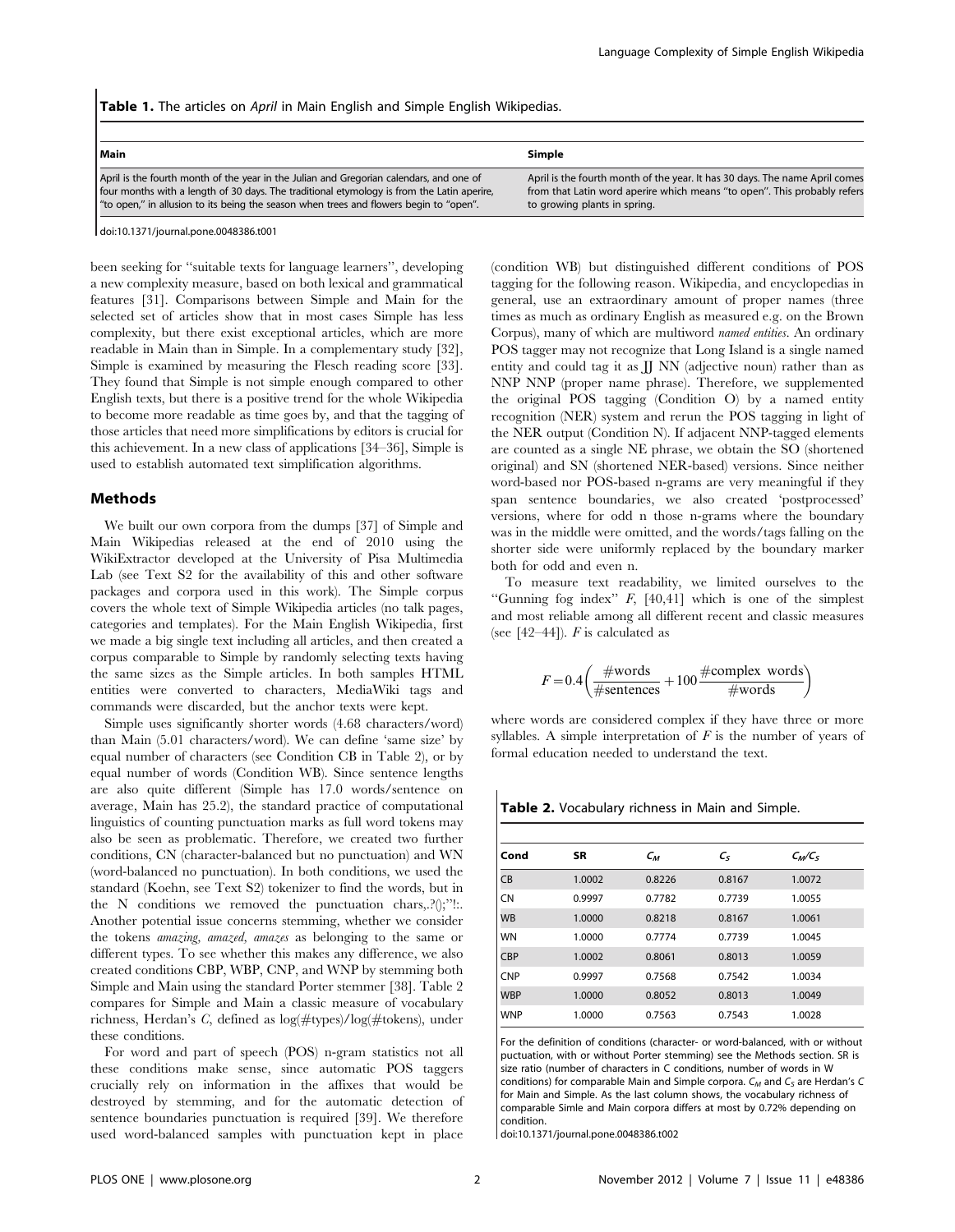**Table 1.** The articles on *April* in Main English and Simple English Wikipedias.

| Main | Simple |
|---|---|
| April is the fourth month of the year in the Julian and Gregorian calendars, and one of four months with a length of 30 days. The traditional etymology is from the Latin aperire, "to open," in allusion to its being the season when trees and flowers begin to "open". | April is the fourth month of the year. It has 30 days. The name April comes from that Latin word aperire which means "to open". This probably refers to growing plants in spring. |

doi:10.1371/journal.pone.0048386.t001

been seeking for "suitable texts for language learners", developing a new complexity measure, based on both lexical and grammatical features [31]. Comparisons between Simple and Main for the selected set of articles show that in most cases Simple has less complexity, but there exist exceptional articles, which are more readable in Main than in Simple. In a complementary study [32], Simple is examined by measuring the Flesch reading score [33]. They found that Simple is not simple enough compared to other English texts, but there is a positive trend for the whole Wikipedia to become more readable as time goes by, and that the tagging of those articles that need more simplifications by editors is crucial for this achievement. In a new class of applications [34–36], Simple is used to establish automated text simplification algorithms.

## Methods

We built our own corpora from the dumps [37] of Simple and Main Wikipedias released at the end of 2010 using the WikiExtractor developed at the University of Pisa Multimedia Lab (see Text S2 for the availability of this and other software packages and corpora used in this work). The Simple corpus covers the whole text of Simple Wikipedia articles (no talk pages, categories and templates). For the Main English Wikipedia, first we made a big single text including all articles, and then created a corpus comparable to Simple by randomly selecting texts having the same sizes as the Simple articles. In both samples HTML entities were converted to characters, MediaWiki tags and commands were discarded, but the anchor texts were kept.

Simple uses significantly shorter words (4.68 characters/word) than Main (5.01 characters/word). We can define 'same size' by equal number of characters (see Condition CB in Table 2), or by equal number of words (Condition WB). Since sentence lengths are also quite different (Simple has 17.0 words/sentence on average, Main has 25.2), the standard practice of computational linguistics of counting punctuation marks as full word tokens may also be seen as problematic. Therefore, we created two further conditions, CN (character-balanced but no punctuation) and WN (word-balanced no punctuation). In both conditions, we used the standard (Koehn, see Text S2) tokenizer to find the words, but in the N conditions we removed the punctuation chars,.?();"!:. Another potential issue concerns stemming, whether we consider the tokens *amazing, amazed, amazes* as belonging to the same or different types. To see whether this makes any difference, we also created conditions CBP, WBP, CNP, and WNP by stemming both Simple and Main using the standard Porter stemmer [38]. Table 2 compares for Simple and Main a classic measure of vocabulary richness, Herdan's *C*, defined as log(#types)/log(#tokens), under these conditions.

For word and part of speech (POS) n-gram statistics not all these conditions make sense, since automatic POS taggers crucially rely on information in the affixes that would be destroyed by stemming, and for the automatic detection of sentence boundaries punctuation is required [39]. We therefore used word-balanced samples with punctuation kept in place (condition WB) but distinguished different conditions of POS tagging for the following reason. Wikipedia, and encyclopedias in general, use an extraordinary amount of proper names (three times as much as ordinary English as measured e.g. on the Brown Corpus), many of which are multiword *named entities*. An ordinary POS tagger may not recognize that Long Island is a single named entity and could tag it as JJ NN (adjective noun) rather than as NNP NNP (proper name phrase). Therefore, we supplemented the original POS tagging (Condition O) by a named entity recognition (NER) system and rerun the POS tagging in light of the NER output (Condition N). If adjacent NNP-tagged elements are counted as a single NE phrase, we obtain the SO (shortened original) and SN (shortened NER-based) versions. Since neither word-based nor POS-based n-grams are very meaningful if they span sentence boundaries, we also created 'postprocessed' versions, where for odd n those n-grams where the boundary was in the middle were omitted, and the words/tags falling on the shorter side were uniformly replaced by the boundary marker both for odd and even n.

To measure text readability, we limited ourselves to the "Gunning fog index" *F*, [40,41] which is one of the simplest and most reliable among all different recent and classic measures (see [42–44]). *F* is calculated as

$$F = 0.4\left(\frac{\#\text{words}}{\#\text{sentences}} + 100\frac{\#\text{complex words}}{\#\text{words}}\right)$$

where words are considered complex if they have three or more syllables. A simple interpretation of *F* is the number of years of formal education needed to understand the text.

**Table 2.** Vocabulary richness in Main and Simple.

| Cond | SR | $C_M$ | $C_S$ | $C_M/C_S$ |
|---|---|---|---|---|
| CB | 1.0002 | 0.8226 | 0.8167 | 1.0072 |
| CN | 0.9997 | 0.7782 | 0.7739 | 1.0055 |
| WB | 1.0000 | 0.8218 | 0.8167 | 1.0061 |
| WN | 1.0000 | 0.7774 | 0.7739 | 1.0045 |
| CBP | 1.0002 | 0.8061 | 0.8013 | 1.0059 |
| CNP | 0.9997 | 0.7568 | 0.7542 | 1.0034 |
| WBP | 1.0000 | 0.8052 | 0.8013 | 1.0049 |
| WNP | 1.0000 | 0.7563 | 0.7543 | 1.0028 |

For the definition of conditions (character- or word-balanced, with or without puctuation, with or without Porter stemming) see the Methods section. SR is size ratio (number of characters in C conditions, number of words in W conditions) for comparable Main and Simple corpora. $C_M$ and $C_S$ are Herdan's *C* for Main and Simple. As the last column shows, the vocabulary richness of comparable Simle and Main corpora differs at most by 0.72% depending on condition.

doi:10.1371/journal.pone.0048386.t002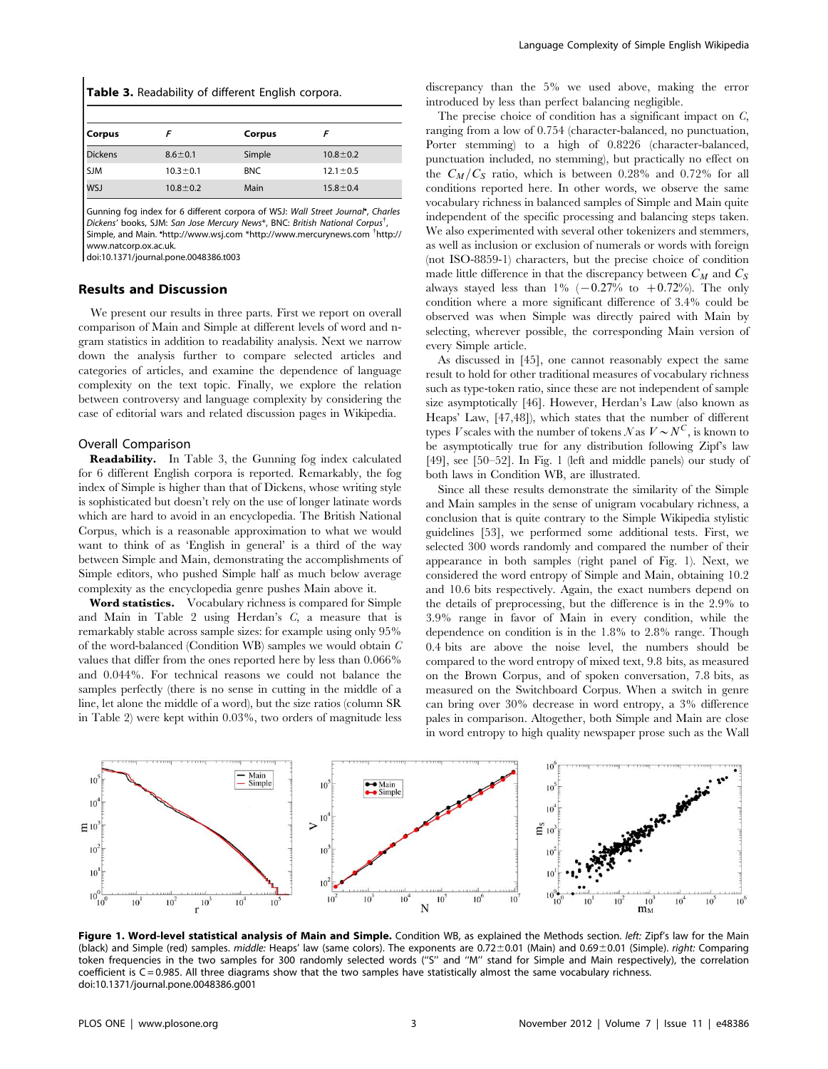**Table 3.** Readability of different English corpora.

| Corpus | F | Corpus | F |
|---|---|---|---|
| Dickens | 8.6±0.1 | Simple | 10.8±0.2 |
| SJM | 10.3±0.1 | BNC | 12.1±0.5 |
| WSJ | 10.8±0.2 | Main | 15.8±0.4 |

Gunning fog index for 6 different corpora of WSJ: *Wall Street Journal*\*, *Charles Dickens'* books, SJM: *San Jose Mercury News*\*, BNC: *British National Corpus*[†], Simple, and Main. \*http://www.wsj.com \*http://www.mercurynews.com [†]http://www.natcorp.ox.ac.uk.
doi:10.1371/journal.pone.0048386.t003

## Results and Discussion

We present our results in three parts. First we report on overall comparison of Main and Simple at different levels of word and n-gram statistics in addition to readability analysis. Next we narrow down the analysis further to compare selected articles and categories of articles, and examine the dependence of language complexity on the text topic. Finally, we explore the relation between controversy and language complexity by considering the case of editorial wars and related discussion pages in Wikipedia.

### Overall Comparison

**Readability.** In Table 3, the Gunning fog index calculated for 6 different English corpora is reported. Remarkably, the fog index of Simple is higher than that of Dickens, whose writing style is sophisticated but doesn't rely on the use of longer latinate words which are hard to avoid in an encyclopedia. The British National Corpus, which is a reasonable approximation to what we would want to think of as 'English in general' is a third of the way between Simple and Main, demonstrating the accomplishments of Simple editors, who pushed Simple half as much below average complexity as the encyclopedia genre pushes Main above it.

**Word statistics.** Vocabulary richness is compared for Simple and Main in Table 2 using Herdan's *C*, a measure that is remarkably stable across sample sizes: for example using only 95% of the word-balanced (Condition WB) samples we would obtain *C* values that differ from the ones reported here by less than 0.066% and 0.044%. For technical reasons we could not balance the samples perfectly (there is no sense in cutting in the middle of a line, let alone the middle of a word), but the size ratios (column SR in Table 2) were kept within 0.03%, two orders of magnitude less discrepancy than the 5% we used above, making the error introduced by less than perfect balancing negligible.

The precise choice of condition has a significant impact on *C*, ranging from a low of 0.754 (character-balanced, no punctuation, Porter stemming) to a high of 0.8226 (character-balanced, punctuation included, no stemming), but practically no effect on the $C_M/C_S$ ratio, which is between 0.28% and 0.72% for all conditions reported here. In other words, we observe the same vocabulary richness in balanced samples of Simple and Main quite independent of the specific processing and balancing steps taken. We also experimented with several other tokenizers and stemmers, as well as inclusion or exclusion of numerals or words with foreign (not ISO-8859-1) characters, but the precise choice of condition made little difference in that the discrepancy between $C_M$ and $C_S$ always stayed less than 1% ($-0.27\%$ to $+0.72\%$). The only condition where a more significant difference of 3.4% could be observed was when Simple was directly paired with Main by selecting, wherever possible, the corresponding Main version of every Simple article.

As discussed in [45], one cannot reasonably expect the same result to hold for other traditional measures of vocabulary richness such as type-token ratio, since these are not independent of sample size asymptotically [46]. However, Herdan's Law (also known as Heaps' Law, [47,48]), which states that the number of different types $V$ scales with the number of tokens $N$ as $V \sim N^C$, is known to be asymptotically true for any distribution following Zipf's law [49], see [50–52]. In Fig. 1 (left and middle panels) our study of both laws in Condition WB, are illustrated.

Since all these results demonstrate the similarity of the Simple and Main samples in the sense of unigram vocabulary richness, a conclusion that is quite contrary to the Simple Wikipedia stylistic guidelines [53], we performed some additional tests. First, we selected 300 words randomly and compared the number of their appearance in both samples (right panel of Fig. 1). Next, we considered the word entropy of Simple and Main, obtaining 10.2 and 10.6 bits respectively. Again, the exact numbers depend on the details of preprocessing, but the difference is in the 2.9% to 3.9% range in favor of Main in every condition, while the dependence on condition is in the 1.8% to 2.8% range. Though 0.4 bits are above the noise level, the numbers should be compared to the word entropy of mixed text, 9.8 bits, as measured on the Brown Corpus, and of spoken conversation, 7.8 bits, as measured on the Switchboard Corpus. When a switch in genre can bring over 30% decrease in word entropy, a 3% difference pales in comparison. Altogether, both Simple and Main are close in word entropy to high quality newspaper prose such as the Wall

**Figure 1. Word-level statistical analysis of Main and Simple.** Condition WB, as explained the Methods section. *left:* Zipf's law for the Main (black) and Simple (red) samples. *middle:* Heaps' law (same colors). The exponents are 0.72±0.01 (Main) and 0.69±0.01 (Simple). *right:* Comparing token frequencies in the two samples for 300 randomly selected words ("S" and "M" stand for Simple and Main respectively), the correlation coefficient is C = 0.985. All three diagrams show that the two samples have statistically almost the same vocabulary richness.
doi:10.1371/journal.pone.0048386.g001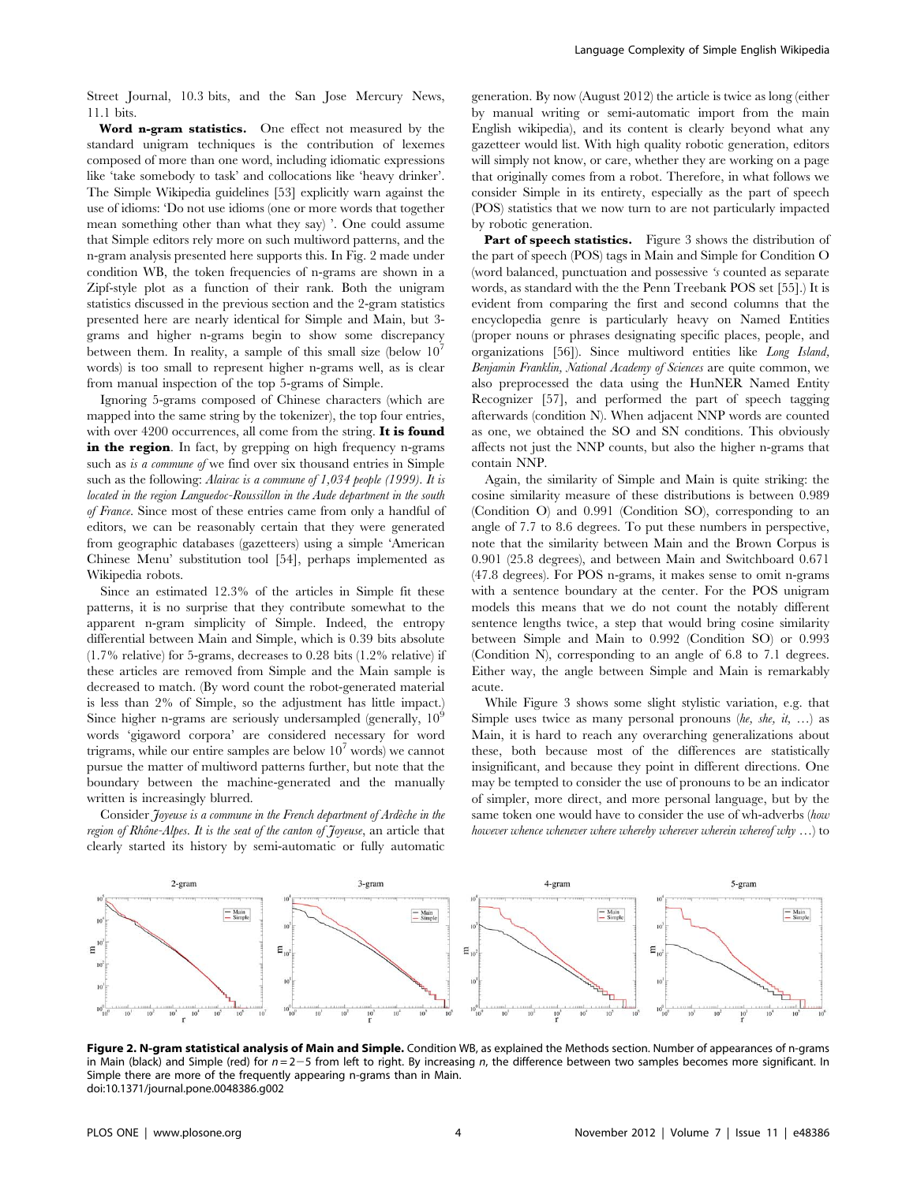Street Journal, 10.3 bits, and the San Jose Mercury News, 11.1 bits.

**Word n-gram statistics.** One effect not measured by the standard unigram techniques is the contribution of lexemes composed of more than one word, including idiomatic expressions like 'take somebody to task' and collocations like 'heavy drinker'. The Simple Wikipedia guidelines [53] explicitly warn against the use of idioms: 'Do not use idioms (one or more words that together mean something other than what they say) '. One could assume that Simple editors rely more on such multiword patterns, and the n-gram analysis presented here supports this. In Fig. 2 made under condition WB, the token frequencies of n-grams are shown in a Zipf-style plot as a function of their rank. Both the unigram statistics discussed in the previous section and the 2-gram statistics presented here are nearly identical for Simple and Main, but 3-grams and higher n-grams begin to show some discrepancy between them. In reality, a sample of this small size (below $10^7$ words) is too small to represent higher n-grams well, as is clear from manual inspection of the top 5-grams of Simple.

Ignoring 5-grams composed of Chinese characters (which are mapped into the same string by the tokenizer), the top four entries, with over 4200 occurrences, all come from the string. **It is found in the region**. In fact, by grepping on high frequency n-grams such as *is a commune of* we find over six thousand entries in Simple such as the following: *Alairac is a commune of 1,034 people (1999). It is located in the region Languedoc-Roussillon in the Aude department in the south of France*. Since most of these entries came from only a handful of editors, we can be reasonably certain that they were generated from geographic databases (gazetteers) using a simple 'American Chinese Menu' substitution tool [54], perhaps implemented as Wikipedia robots.

Since an estimated 12.3% of the articles in Simple fit these patterns, it is no surprise that they contribute somewhat to the apparent n-gram simplicity of Simple. Indeed, the entropy differential between Main and Simple, which is 0.39 bits absolute (1.7% relative) for 5-grams, decreases to 0.28 bits (1.2% relative) if these articles are removed from Simple and the Main sample is decreased to match. (By word count the robot-generated material is less than 2% of Simple, so the adjustment has little impact.) Since higher n-grams are seriously undersampled (generally, $10^9$ words 'gigaword corpora' are considered necessary for word trigrams, while our entire samples are below $10^7$ words) we cannot pursue the matter of multiword patterns further, but note that the boundary between the machine-generated and the manually written is increasingly blurred.

Consider *Joyeuse is a commune in the French department of Ardèche in the region of Rhône-Alpes. It is the seat of the canton of Joyeuse*, an article that clearly started its history by semi-automatic or fully automatic generation. By now (August 2012) the article is twice as long (either by manual writing or semi-automatic import from the main English wikipedia), and its content is clearly beyond what any gazetteer would list. With high quality robotic generation, editors will simply not know, or care, whether they are working on a page that originally comes from a robot. Therefore, in what follows we consider Simple in its entirety, especially as the part of speech (POS) statistics that we now turn to are not particularly impacted by robotic generation.

**Part of speech statistics.** Figure 3 shows the distribution of the part of speech (POS) tags in Main and Simple for Condition O (word balanced, punctuation and possessive *'s* counted as separate words, as standard with the the Penn Treebank POS set [55].) It is evident from comparing the first and second columns that the encyclopedia genre is particularly heavy on Named Entities (proper nouns or phrases designating specific places, people, and organizations [56]). Since multiword entities like *Long Island, Benjamin Franklin, National Academy of Sciences* are quite common, we also preprocessed the data using the HunNER Named Entity Recognizer [57], and performed the part of speech tagging afterwards (condition N). When adjacent NNP words are counted as one, we obtained the SO and SN conditions. This obviously affects not just the NNP counts, but also the higher n-grams that contain NNP.

Again, the similarity of Simple and Main is quite striking: the cosine similarity measure of these distributions is between 0.989 (Condition O) and 0.991 (Condition SO), corresponding to an angle of 7.7 to 8.6 degrees. To put these numbers in perspective, note that the similarity between Main and the Brown Corpus is 0.901 (25.8 degrees), and between Main and Switchboard 0.671 (47.8 degrees). For POS n-grams, it makes sense to omit n-grams with a sentence boundary at the center. For the POS unigram models this means that we do not count the notably different sentence lengths twice, a step that would bring cosine similarity between Simple and Main to 0.992 (Condition SO) or 0.993 (Condition N), corresponding to an angle of 6.8 to 7.1 degrees. Either way, the angle between Simple and Main is remarkably acute.

While Figure 3 shows some slight stylistic variation, e.g. that Simple uses twice as many personal pronouns (*he, she, it*, …) as Main, it is hard to reach any overarching generalizations about these, both because most of the differences are statistically insignificant, and because they point in different directions. One may be tempted to consider the use of pronouns to be an indicator of simpler, more direct, and more personal language, but by the same token one would have to consider the use of wh-adverbs (*how however whence whenever where whereby wherever wherein whereof why* …) to

**Figure 2. N-gram statistical analysis of Main and Simple.** Condition WB, as explained the Methods section. Number of appearances of n-grams in Main (black) and Simple (red) for $n = 2-5$ from left to right. By increasing $n$, the difference between two samples becomes more significant. In Simple there are more of the frequently appearing n-grams than in Main.
doi:10.1371/journal.pone.0048386.g002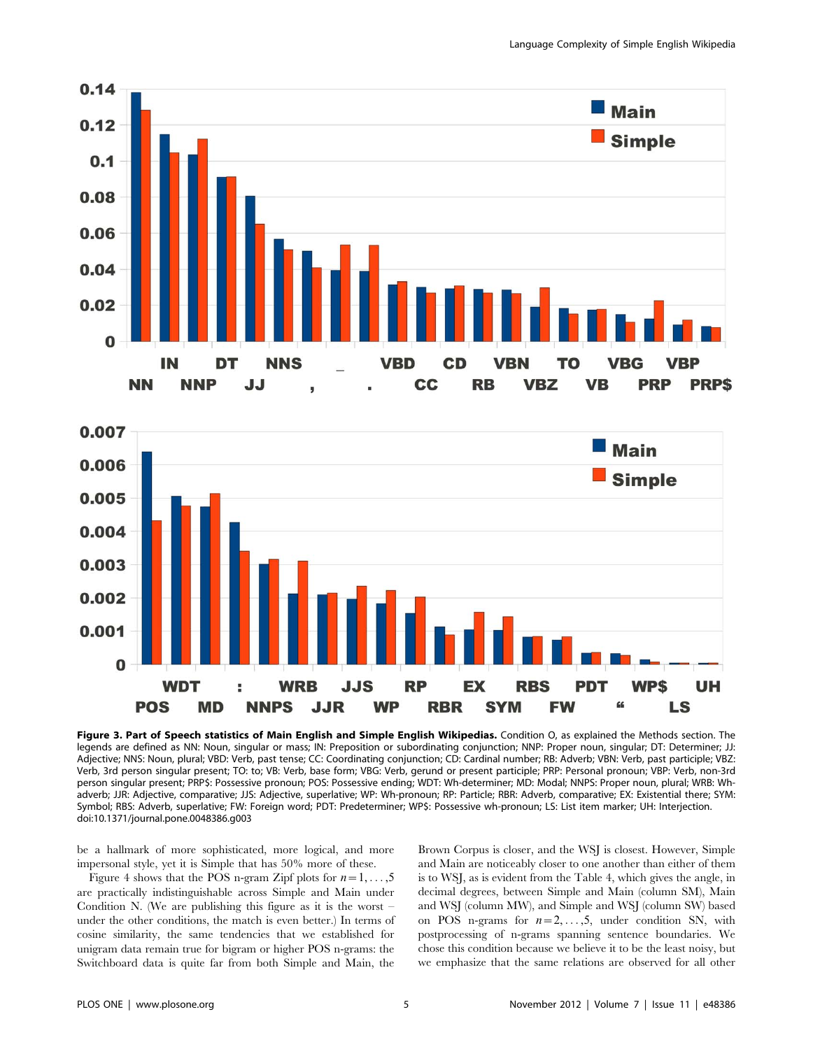**Figure 3. Part of Speech statistics of Main English and Simple English Wikipedias.** Condition O, as explained the Methods section. The legends are defined as NN: Noun, singular or mass; IN: Preposition or subordinating conjunction; NNP: Proper noun, singular; DT: Determiner; JJ: Adjective; NNS: Noun, plural; VBD: Verb, past tense; CC: Coordinating conjunction; CD: Cardinal number; RB: Adverb; VBN: Verb, past participle; VBZ: Verb, 3rd person singular present; TO: to; VB: Verb, base form; VBG: Verb, gerund or present participle; PRP: Personal pronoun; VBP: Verb, non-3rd person singular present; PRP$: Possessive pronoun; POS: Possessive ending; WDT: Wh-determiner; MD: Modal; NNPS: Proper noun, plural; WRB: Wh-adverb; JJR: Adjective, comparative; JJS: Adjective, superlative; WP: Wh-pronoun; RP: Particle; RBR: Adverb, comparative; EX: Existential there; SYM: Symbol; RBS: Adverb, superlative; FW: Foreign word; PDT: Predeterminer; WP$: Possessive wh-pronoun; LS: List item marker; UH: Interjection.
doi:10.1371/journal.pone.0048386.g003

be a hallmark of more sophisticated, more logical, and more impersonal style, yet it is Simple that has 50% more of these.

Figure 4 shows that the POS n-gram Zipf plots for $n = 1, \ldots, 5$ are practically indistinguishable across Simple and Main under Condition N. (We are publishing this figure as it is the worst – under the other conditions, the match is even better.) In terms of cosine similarity, the same tendencies that we established for unigram data remain true for bigram or higher POS n-grams: the Switchboard data is quite far from both Simple and Main, the Brown Corpus is closer, and the WSJ is closest. However, Simple and Main are noticeably closer to one another than either of them is to WSJ, as is evident from the Table 4, which gives the angle, in decimal degrees, between Simple and Main (column SM), Main and WSJ (column MW), and Simple and WSJ (column SW) based on POS n-grams for $n = 2, \ldots, 5$, under condition SN, with postprocessing of n-grams spanning sentence boundaries. We chose this condition because we believe it to be the least noisy, but we emphasize that the same relations are observed for all other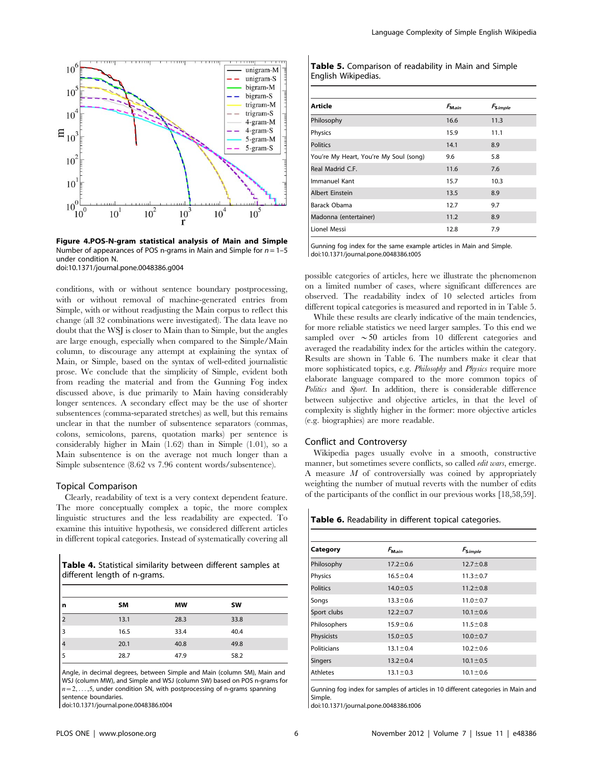m

r

unigram-M
unigram-S
bigram-M
bigram-S
trigram-M
trigram-S
4-gram-M
4-gram-S
5-gram-M
5-gram-S

$10^6$ $10^5$ $10^4$ $10^3$ $10^2$ $10^1$ $10^0$

$10^0$ $10^1$ $10^2$ $10^3$ $10^4$ $10^5$

**Figure 4. POS-N-gram statistical analysis of Main and Simple**
Number of appearances of POS n-grams in Main and Simple for $n=1$–5 under condition N.
doi:10.1371/journal.pone.0048386.g004

conditions, with or without sentence boundary postprocessing, with or without removal of machine-generated entries from Simple, with or without readjusting the Main corpus to reflect this change (all 32 combinations were investigated). The data leave no doubt that the WSJ is closer to Main than to Simple, but the angles are large enough, especially when compared to the Simple/Main column, to discourage any attempt at explaining the syntax of Main, or Simple, based on the syntax of well-edited journalistic prose. We conclude that the simplicity of Simple, evident both from reading the material and from the Gunning Fog index discussed above, is due primarily to Main having considerably longer sentences. A secondary effect may be the use of shorter subsentences (comma-separated stretches) as well, but this remains unclear in that the number of subsentence separators (commas, colons, semicolons, parens, quotation marks) per sentence is considerably higher in Main (1.62) than in Simple (1.01), so a Main subsentence is on the average not much longer than a Simple subsentence (8.62 vs 7.96 content words/subsentence).

## Topical Comparison

Clearly, readability of text is a very context dependent feature. The more conceptually complex a topic, the more complex linguistic structures and the less readability are expected. To examine this intuitive hypothesis, we considered different articles in different topical categories. Instead of systematically covering all possible categories of articles, here we illustrate the phenomenon on a limited number of cases, where significant differences are observed. The readability index of 10 selected articles from different topical categories is measured and reported in in Table 5.

**Table 4.** Statistical similarity between different samples at different length of n-grams.

| n | SM | MW | SW |
|---|---|---|---|
| 2 | 13.1 | 28.3 | 33.8 |
| 3 | 16.5 | 33.4 | 40.4 |
| 4 | 20.1 | 40.8 | 49.8 |
| 5 | 28.7 | 47.9 | 58.2 |

Angle, in decimal degrees, between Simple and Main (column SM), Main and WSJ (column MW), and Simple and WSJ (column SW) based on POS n-grams for $n=2,\ldots,5$, under condition SN, with postprocessing of n-grams spanning sentence boundaries.
doi:10.1371/journal.pone.0048386.t004

**Table 5.** Comparison of readability in Main and Simple English Wikipedias.

| Article | $F_{Main}$ | $F_{Simple}$ |
|---|---|---|
| Philosophy | 16.6 | 11.3 |
| Physics | 15.9 | 11.1 |
| Politics | 14.1 | 8.9 |
| You're My Heart, You're My Soul (song) | 9.6 | 5.8 |
| Real Madrid C.F. | 11.6 | 7.6 |
| Immanuel Kant | 15.7 | 10.3 |
| Albert Einstein | 13.5 | 8.9 |
| Barack Obama | 12.7 | 9.7 |
| Madonna (entertainer) | 11.2 | 8.9 |
| Lionel Messi | 12.8 | 7.9 |

Gunning fog index for the same example articles in Main and Simple.
doi:10.1371/journal.pone.0048386.t005

While these results are clearly indicative of the main tendencies, for more reliable statistics we need larger samples. To this end we sampled over $\sim 50$ articles from 10 different categories and averaged the readability index for the articles within the category. Results are shown in Table 6. The numbers make it clear that more sophisticated topics, e.g. *Philosophy* and *Physics* require more elaborate language compared to the more common topics of *Politics* and *Sport*. In addition, there is considerable difference between subjective and objective articles, in that the level of complexity is slightly higher in the former: more objective articles (e.g. biographies) are more readable.

## Conflict and Controversy

Wikipedia pages usually evolve in a smooth, constructive manner, but sometimes severe conflicts, so called *edit wars*, emerge. A measure $M$ of controversially was coined by appropriately weighting the number of mutual reverts with the number of edits of the participants of the conflict in our previous works [18,58,59].

**Table 6.** Readability in different topical categories.

| Category | $F_{Main}$ | $F_{Simple}$ |
|---|---|---|
| Philosophy | $17.2 \pm 0.6$ | $12.7 \pm 0.8$ |
| Physics | $16.5 \pm 0.4$ | $11.3 \pm 0.7$ |
| Politics | $14.0 \pm 0.5$ | $11.2 \pm 0.8$ |
| Songs | $13.3 \pm 0.6$ | $11.0 \pm 0.7$ |
| Sport clubs | $12.2 \pm 0.7$ | $10.1 \pm 0.6$ |
| Philosophers | $15.9 \pm 0.6$ | $11.5 \pm 0.8$ |
| Physicists | $15.0 \pm 0.5$ | $10.0 \pm 0.7$ |
| Politicians | $13.1 \pm 0.4$ | $10.2 \pm 0.6$ |
| Singers | $13.2 \pm 0.4$ | $10.1 \pm 0.5$ |
| Athletes | $13.1 \pm 0.3$ | $10.1 \pm 0.6$ |

Gunning fog index for samples of articles in 10 different categories in Main and Simple.
doi:10.1371/journal.pone.0048386.t006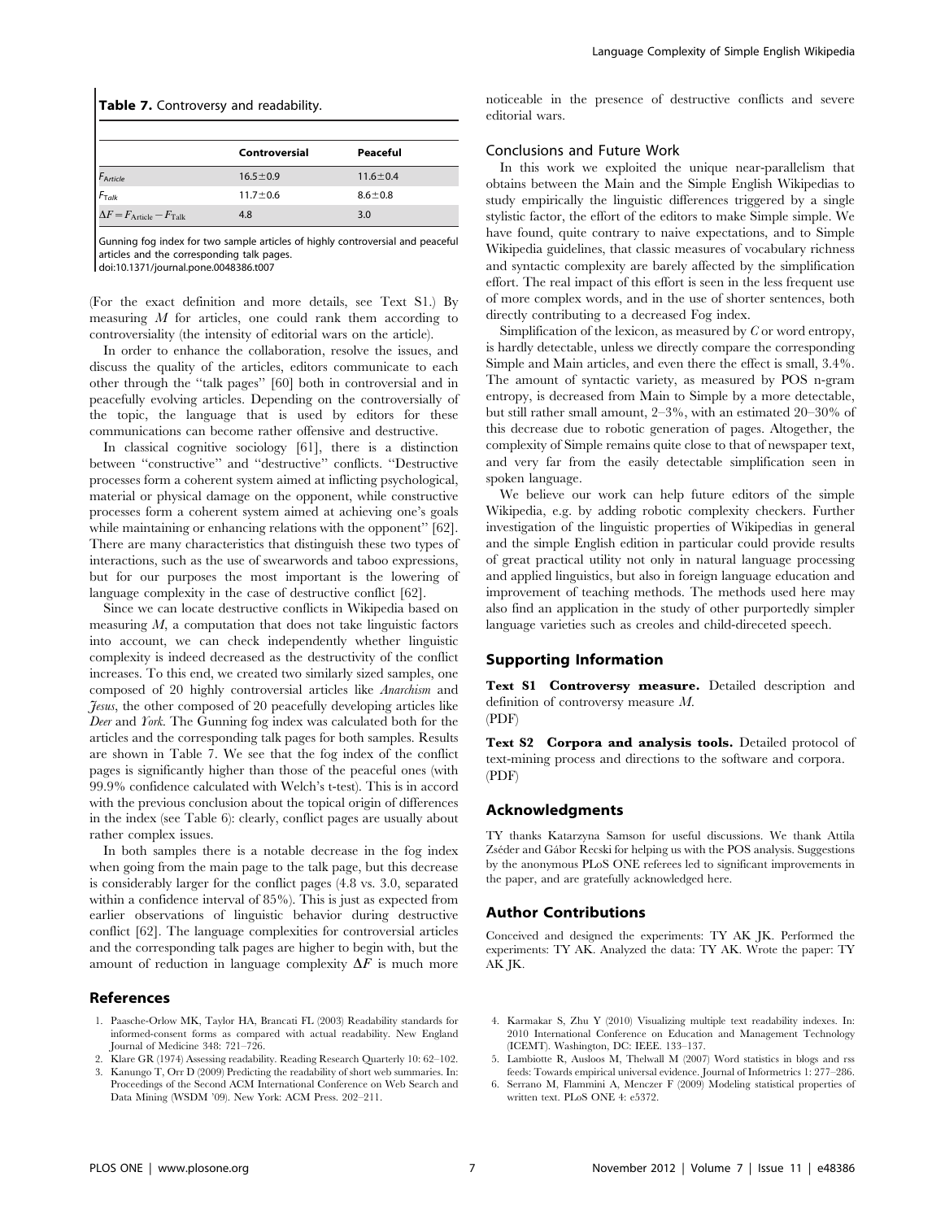**Table 7.** Controversy and readability.

| | Controversial | Peaceful |
| --- | --- | --- |
| $F_{Article}$ | $16.5 \pm 0.9$ | $11.6 \pm 0.4$ |
| $F_{Talk}$ | $11.7 \pm 0.6$ | $8.6 \pm 0.8$ |
| $\Delta F = F_{\text{Article}} - F_{\text{Talk}}$ | 4.8 | 3.0 |

Gunning fog index for two sample articles of highly controversial and peaceful articles and the corresponding talk pages.
doi:10.1371/journal.pone.0048386.t007

(For the exact definition and more details, see Text S1.) By measuring $M$ for articles, one could rank them according to controversiality (the intensity of editorial wars on the article).

In order to enhance the collaboration, resolve the issues, and discuss the quality of the articles, editors communicate to each other through the "talk pages" [60] both in controversial and in peacefully evolving articles. Depending on the controversially of the topic, the language that is used by editors for these communications can become rather offensive and destructive.

In classical cognitive sociology [61], there is a distinction between "constructive" and "destructive" conflicts. "Destructive processes form a coherent system aimed at inflicting psychological, material or physical damage on the opponent, while constructive processes form a coherent system aimed at achieving one's goals while maintaining or enhancing relations with the opponent" [62]. There are many characteristics that distinguish these two types of interactions, such as the use of swearwords and taboo expressions, but for our purposes the most important is the lowering of language complexity in the case of destructive conflict [62].

Since we can locate destructive conflicts in Wikipedia based on measuring $M$, a computation that does not take linguistic factors into account, we can check independently whether linguistic complexity is indeed decreased as the destructivity of the conflict increases. To this end, we created two similarly sized samples, one composed of 20 highly controversial articles like *Anarchism* and *Jesus*, the other composed of 20 peacefully developing articles like *Deer* and *York*. The Gunning fog index was calculated both for the articles and the corresponding talk pages for both samples. Results are shown in Table 7. We see that the fog index of the conflict pages is significantly higher than those of the peaceful ones (with 99.9% confidence calculated with Welch's t-test). This is in accord with the previous conclusion about the topical origin of differences in the index (see Table 6): clearly, conflict pages are usually about rather complex issues.

In both samples there is a notable decrease in the fog index when going from the main page to the talk page, but this decrease is considerably larger for the conflict pages (4.8 vs. 3.0, separated within a confidence interval of 85%). This is just as expected from earlier observations of linguistic behavior during destructive conflict [62]. The language complexities for controversial articles and the corresponding talk pages are higher to begin with, but the amount of reduction in language complexity $\Delta F$ is much more noticeable in the presence of destructive conflicts and severe editorial wars.

## Conclusions and Future Work

In this work we exploited the unique near-parallelism that obtains between the Main and the Simple English Wikipedias to study empirically the linguistic differences triggered by a single stylistic factor, the effort of the editors to make Simple simple. We have found, quite contrary to naive expectations, and to Simple Wikipedia guidelines, that classic measures of vocabulary richness and syntactic complexity are barely affected by the simplification effort. The real impact of this effort is seen in the less frequent use of more complex words, and in the use of shorter sentences, both directly contributing to a decreased Fog index.

Simplification of the lexicon, as measured by $C$ or word entropy, is hardly detectable, unless we directly compare the corresponding Simple and Main articles, and even there the effect is small, 3.4%. The amount of syntactic variety, as measured by POS n-gram entropy, is decreased from Main to Simple by a more detectable, but still rather small amount, 2–3%, with an estimated 20–30% of this decrease due to robotic generation of pages. Altogether, the complexity of Simple remains quite close to that of newspaper text, and very far from the easily detectable simplification seen in spoken language.

We believe our work can help future editors of the simple Wikipedia, e.g. by adding robotic complexity checkers. Further investigation of the linguistic properties of Wikipedias in general and the simple English edition in particular could provide results of great practical utility not only in natural language processing and applied linguistics, but also in foreign language education and improvement of teaching methods. The methods used here may also find an application in the study of other purportedly simpler language varieties such as creoles and child-direceted speech.

## Supporting Information

**Text S1 Controversy measure.** Detailed description and definition of controversy measure $M$.
(PDF)

**Text S2 Corpora and analysis tools.** Detailed protocol of text-mining process and directions to the software and corpora.
(PDF)

## Acknowledgments

TY thanks Katarzyna Samson for useful discussions. We thank Attila Zséder and Gábor Recski for helping us with the POS analysis. Suggestions by the anonymous PLoS ONE referees led to significant improvements in the paper, and are gratefully acknowledged here.

## Author Contributions

Conceived and designed the experiments: TY AK JK. Performed the experiments: TY AK. Analyzed the data: TY AK. Wrote the paper: TY AK JK.

## References

1. Paasche-Orlow MK, Taylor HA, Brancati FL (2003) Readability standards for informed-consent forms as compared with actual readability. New England Journal of Medicine 348: 721–726.
2. Klare GR (1974) Assessing readability. Reading Research Quarterly 10: 62–102.
3. Kanungo T, Orr D (2009) Predicting the readability of short web summaries. In: Proceedings of the Second ACM International Conference on Web Search and Data Mining (WSDM '09). New York: ACM Press. 202–211.
4. Karmakar S, Zhu Y (2010) Visualizing multiple text readability indexes. In: 2010 International Conference on Education and Management Technology (ICEMT). Washington, DC: IEEE. 133–137.
5. Lambiotte R, Ausloos M, Thelwall M (2007) Word statistics in blogs and rss feeds: Towards empirical universal evidence. Journal of Informetrics 1: 277–286.
6. Serrano M, Flammini A, Menczer F (2009) Modeling statistical properties of written text. PLoS ONE 4: e5372.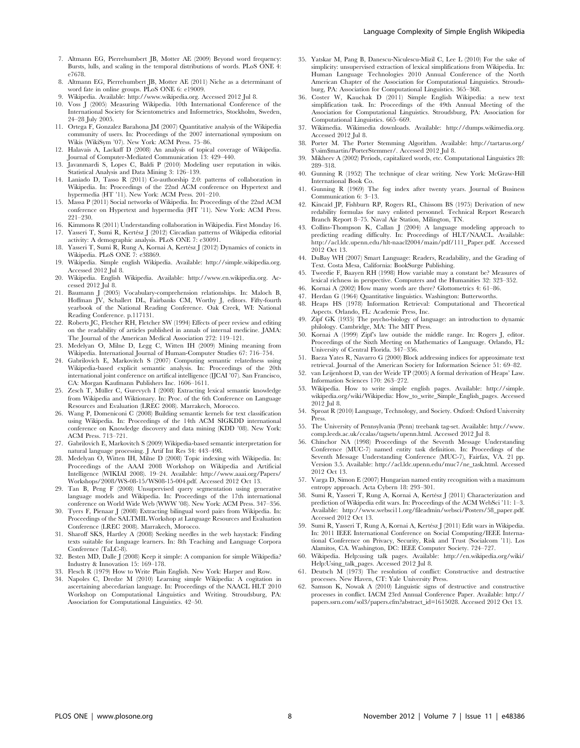7. Altmann EG, Pierrehumbert JB, Motter AE (2009) Beyond word frequency: Bursts, lulls, and scaling in the temporal distributions of words. PLoS ONE 4: e7678.
8. Altmann EG, Pierrehumbert JB, Motter AE (2011) Niche as a determinant of word fate in online groups. PLoS ONE 6: e19009.
9. Wikipedia. Available: http://www.wikipedia.org. Accessed 2012 Jul 8.
10. Voss J (2005) Measuring Wikipedia. 10th International Conference of the International Society for Scientometrics and Informetrics, Stockholm, Sweden, 24–28 July 2005.
11. Ortega F, Gonzalez Barahona JM (2007) Quantitative analysis of the Wikipedia community of users. In: Proceedings of the 2007 international symposium on Wikis (WikiSym '07). New York: ACM Press. 75–86.
12. Halavais A, Lackaff D (2008) An analysis of topical coverage of Wikipedia. Journal of Computer-Mediated Communication 13: 429–440.
13. Javanmardi S, Lopes C, Baldi P (2010) Modeling user reputation in wikis. Statistical Analysis and Data Mining 3: 126–139.
14. Laniado D, Tasso R (2011) Co-authorship 2.0: patterns of collaboration in Wikipedia. In: Proceedings of the 22nd ACM conference on Hypertext and hypermedia (HT '11). New York: ACM Press. 201–210.
15. Massa P (2011) Social networks of Wikipedia. In: Proceedings of the 22nd ACM conference on Hypertext and hypermedia (HT '11). New York: ACM Press. 221–230.
16. Kimmons R (2011) Understanding collaboration in Wikipedia. First Monday 16.
17. Yasseri T, Sumi R, Kertész J (2012) Circadian patterns of Wikipedia editorial activity: A demographic analysis. PLoS ONE 7: e30091.
18. Yasseri T, Sumi R, Rung A, Kornai A, Kertész J (2012) Dynamics of conicts in Wikipedia. PLoS ONE 7: e38869.
19. Wikipedia. Simple english Wikipedia. Available: http://simple.wikipedia.org. Accessed 2012 Jul 8.
20. Wikipedia. English Wikipedia. Available: http://www.en.wikipedia.org. Accessed 2012 Jul 8.
21. Baumann J (2005) Vocabulary-comprehension relationships. In: Maloch B, Hoffman JV, Schallert DL, Fairbanks CM, Worthy J, editors. Fifty-fourth yearbook of the National Reading Conference. Oak Creek, WI: National Reading Conference. p.117131.
22. Roberts JC, Fletcher RH, Fletcher SW (1994) Effects of peer review and editing on the readability of articles published in annals of internal medicine. JAMA: The Journal of the American Medical Association 272: 119–121.
23. Medelyan O, Milne D, Legg C, Witten IH (2009) Mining meaning from Wikipedia. International Journal of Human-Computer Studies 67: 716–754.
24. Gabrilovich E, Markovitch S (2007) Computing semantic relatedness using Wikipedia-based explicit semantic analysis. In: Proceedings of the 20th international joint conference on artifical intelligence (IJCAI '07). San Francisco, CA: Morgan Kaufmann Publishers Inc. 1606–1611.
25. Zesch T, Müller C, Gurevych I (2008) Extracting lexical semantic knowledge from Wikipedia and Wiktionary. In: Proc. of the 6th Conference on Language Resources and Evaluation (LREC 2008). Marrakech, Morocco.
26. Wang P, Domeniconi C (2008) Building semantic kernels for text classification using Wikipedia. In: Proceedings of the 14th ACM SIGKDD international conference on Knowledge discovery and data mining (KDD '08). New York: ACM Press. 713–721.
27. Gabrilovich E, Markovitch S (2009) Wikipedia-based semantic interpretation for natural language processing. J Artif Int Res 34: 443–498.
28. Medelyan O, Witten IH, Milne D (2008) Topic indexing with Wikipedia. In: Proceedings of the AAAI 2008 Workshop on Wikipedia and Artificial Intelligence (WIKIAI 2008). 19–24. Available: http://www.aaai.org/Papers/Workshops/2008/WS-08-15/WS08-15-004.pdf. Accessed 2012 Oct 13.
29. Tan B, Peng F (2008) Unsupervised query segmentation using generative language models and Wikipedia. In: Proceedings of the 17th international conference on World Wide Web (WWW '08). New York: ACM Press. 347–356.
30. Tyers F, Pienaar J (2008) Extracting bilingual word pairs from Wikipedia. In: Proceedings of the SALTMIL Workshop at Language Resources and Evaluation Conference (LREC 2008). Marrakech, Morocco.
31. Sharoff SKS, Hartley A (2008) Seeking needles in the web haystack: Finding texts suitable for language learners. In: 8th Teaching and Language Corpora Conference (TaLC-8).
32. Besten MD, Dalle J (2008) Keep it simple: A companion for simple Wikipedia? Industry & Innovation 15: 169–178.
33. Flesch R (1979) How to Write Plain English. New York: Harper and Row.
34. Napoles C, Dredze M (2010) Learning simple Wikipedia: A cogitation in ascertaining abecedarian language. In: Proceedings of the NAACL HLT 2010 Workshop on Computational Linguistics and Writing. Stroudsburg, PA: Association for Computational Linguistics. 42–50.
35. Yatskar M, Pang B, Danescu-Niculescu-Mizil C, Lee L (2010) For the sake of simplicity: unsupervised extraction of lexical simplifications from Wikipedia. In: Human Language Technologies 2010 Annual Conference of the North American Chapter of the Association for Computational Linguistics. Stroudsburg, PA: Association for Computational Linguistics. 365–368.
36. Coster W, Kauchak D (2011) Simple English Wikipedia: a new text simplification task. In: Proceedings of the 49th Annual Meeting of the Association for Computational Linguistics. Stroudsburg, PA: Association for Computational Linguistics. 665–669.
37. Wikimedia. Wikimedia downloads. Available: http://dumps.wikimedia.org. Accessed 2012 Jul 8.
38. Porter M. The Porter Stemming Algorithm. Available: http://tartarus.org/$\sim$martin/PorterStemmer/. Accessed 2012 Jul 8.
39. Mikheev A (2002) Periods, capitalized words, etc. Computational Linguistics 28: 289–318.
40. Gunning R (1952) The technique of clear writing. New York: McGraw-Hill International Book Co.
41. Gunning R (1969) The fog index after twenty years. Journal of Business Communication 6: 3–13.
42. Kincaid JP, Fishburn RP, Rogers RL, Chissom BS (1975) Derivation of new readability formulas for navy enlisted personnel. Technical Report Research Branch Report 8–75. Naval Air Station, Milington, TN.
43. Collins-Thompson K, Callan J (2004) A language modeling approach to predicting reading difficulty. In: Proceedings of HLT/NAACL. Available: http://acl.ldc.upenn.edu/hlt-naacl2004/main/pdf/111_Paper.pdf. Accessed 2012 Oct 13.
44. DuBay WH (2007) Smart Language: Readers, Readability, and the Grading of Text. Costa Mesa, California: BookSurge Publishing.
45. Tweedie F, Baayen RH (1998) How variable may a constant be? Measures of lexical richness in perspective. Computers and the Humanities 32: 323–352.
46. Kornai A (2002) How many words are there? Glottometrics 4: 61–86.
47. Herdan G (1964) Quantitative linguistics. Washington: Butterworths.
48. Heaps HS (1978) Information Retrieval: Computational and Theoretical Aspects. Orlando, FL: Academic Press, Inc.
49. Zipf GK (1935) The psycho-biology of language: an introduction to dynamic philology. Cambridge, MA: The MIT Press.
50. Kornai A (1999) Zipf's law outside the middle range. In: Rogers J, editor. Proceedings of the Sixth Meeting on Mathematics of Language. Orlando, FL: University of Central Florida. 347–356.
51. Baeza Yates R, Navarro G (2000) Block addressing indices for approximate text retrieval. Journal of the American Society for Information Science 51: 69–82.
52. van Leijenhorst D, van der Weide TP (2005) A formal derivation of Heaps' Law. Information Sciences 170: 263–272.
53. Wikipedia. How to write simple english pages. Available: http://simple.wikipedia.org/wiki/Wikipedia: How_to_write_Simple_English_pages. Accessed 2012 Jul 8.
54. Sproat R (2010) Language, Technology, and Society. Oxford: Oxford University Press.
55. The University of Pennsylvania (Penn) treebank tag-set. Available: http://www.comp.leeds.ac.uk/ccalas/tagsets/upenn.html. Accessed 2012 Jul 8.
56. Chinchor NA (1998) Proceedings of the Seventh Message Understanding Conference (MUC-7) named entity task definition. In: Proceedings of the Seventh Message Understanding Conference (MUC-7), Fairfax, VA. 21 pp. Version 3.5. Available: http://acl.ldc.upenn.edu/muc7/ne_task.html. Accessed 2012 Oct 13.
57. Varga D, Simon E (2007) Hungarian named entity recognition with a maximum entropy approach. Acta Cybern 18: 293–301.
58. Sumi R, Yasseri T, Rung A, Kornai A, Kertész J (2011) Characterization and prediction of Wikipedia edit wars. In: Proceedings of the ACM WebSci '11: 1–3. Available: http://www.websci11.org/fileadmin/websci/Posters/58_paper.pdf. Accessed 2012 Oct 13.
59. Sumi R, Yasseri T, Rung A, Kornai A, Kertész J (2011) Edit wars in Wikipedia. In: 2011 IEEE International Conference on Social Computing/IEEE International Conference on Privacy, Security, Risk and Trust (Socialcom '11). Los Alamitos, CA. Washington, DC: IEEE Computer Society. 724–727.
60. Wikipedia. Help:using talk pages. Available: http://en.wikipedia.org/wiki/Help:Using_talk_pages. Accessed 2012 Jul 8.
61. Deutsch M (1973) The resolution of conflict: Constructive and destructive processes. New Haven, CT: Yale University Press.
62. Samson K, Nowak A (2010) Linguistic signs of destructive and constructive processes in conflict. IACM 23rd Annual Conference Paper. Available: http://papers.ssrn.com/sol3/papers.cfm?abstract_id=1615028. Accessed 2012 Oct 13.